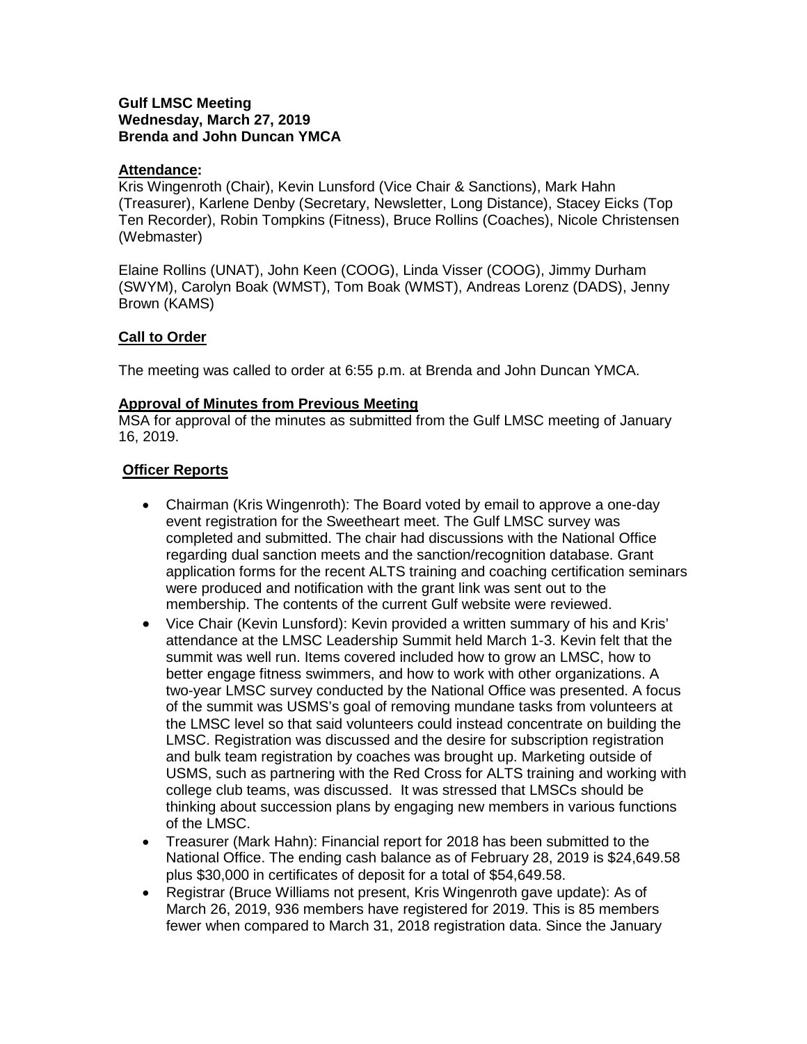**Gulf LMSC Meeting**
**Wednesday, March 27, 2019**
**Brenda and John Duncan YMCA**

**Attendance:**
Kris Wingenroth (Chair), Kevin Lunsford (Vice Chair & Sanctions), Mark Hahn (Treasurer), Karlene Denby (Secretary, Newsletter, Long Distance), Stacey Eicks (Top Ten Recorder), Robin Tompkins (Fitness), Bruce Rollins (Coaches), Nicole Christensen (Webmaster)

Elaine Rollins (UNAT), John Keen (COOG), Linda Visser (COOG), Jimmy Durham (SWYM), Carolyn Boak (WMST), Tom Boak (WMST), Andreas Lorenz (DADS), Jenny Brown (KAMS)

## Call to Order

The meeting was called to order at 6:55 p.m. at Brenda and John Duncan YMCA.

**Approval of Minutes from Previous Meeting**
MSA for approval of the minutes as submitted from the Gulf LMSC meeting of January 16, 2019.

## Officer Reports

- Chairman (Kris Wingenroth): The Board voted by email to approve a one-day event registration for the Sweetheart meet. The Gulf LMSC survey was completed and submitted. The chair had discussions with the National Office regarding dual sanction meets and the sanction/recognition database. Grant application forms for the recent ALTS training and coaching certification seminars were produced and notification with the grant link was sent out to the membership. The contents of the current Gulf website were reviewed.
- Vice Chair (Kevin Lunsford): Kevin provided a written summary of his and Kris' attendance at the LMSC Leadership Summit held March 1-3. Kevin felt that the summit was well run. Items covered included how to grow an LMSC, how to better engage fitness swimmers, and how to work with other organizations. A two-year LMSC survey conducted by the National Office was presented. A focus of the summit was USMS's goal of removing mundane tasks from volunteers at the LMSC level so that said volunteers could instead concentrate on building the LMSC. Registration was discussed and the desire for subscription registration and bulk team registration by coaches was brought up. Marketing outside of USMS, such as partnering with the Red Cross for ALTS training and working with college club teams, was discussed. It was stressed that LMSCs should be thinking about succession plans by engaging new members in various functions of the LMSC.
- Treasurer (Mark Hahn): Financial report for 2018 has been submitted to the National Office. The ending cash balance as of February 28, 2019 is $24,649.58 plus $30,000 in certificates of deposit for a total of $54,649.58.
- Registrar (Bruce Williams not present, Kris Wingenroth gave update): As of March 26, 2019, 936 members have registered for 2019. This is 85 members fewer when compared to March 31, 2018 registration data. Since the January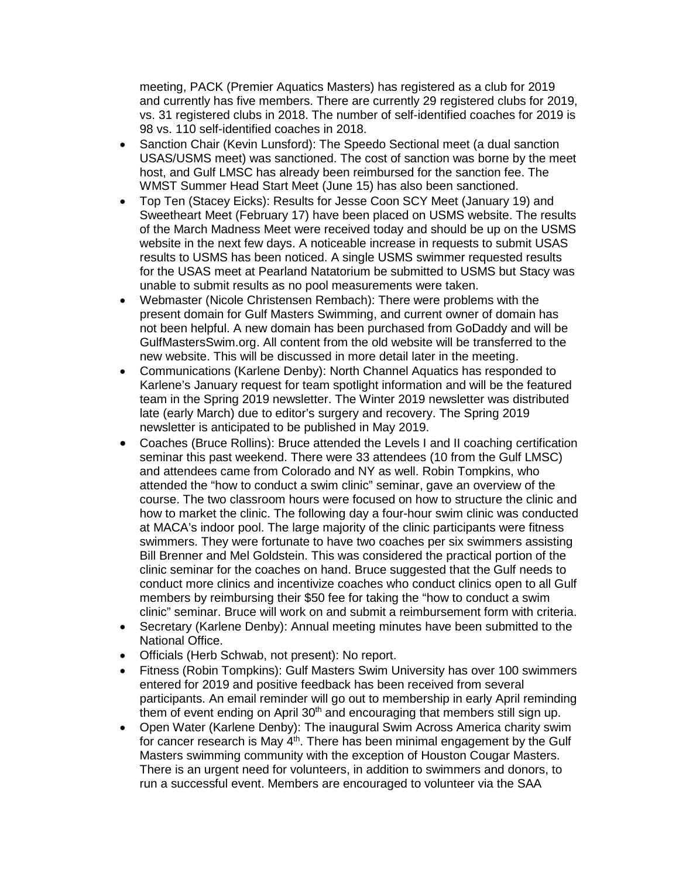meeting, PACK (Premier Aquatics Masters) has registered as a club for 2019 and currently has five members. There are currently 29 registered clubs for 2019, vs. 31 registered clubs in 2018. The number of self-identified coaches for 2019 is 98 vs. 110 self-identified coaches in 2018.

- Sanction Chair (Kevin Lunsford): The Speedo Sectional meet (a dual sanction USAS/USMS meet) was sanctioned. The cost of sanction was borne by the meet host, and Gulf LMSC has already been reimbursed for the sanction fee. The WMST Summer Head Start Meet (June 15) has also been sanctioned.
- Top Ten (Stacey Eicks): Results for Jesse Coon SCY Meet (January 19) and Sweetheart Meet (February 17) have been placed on USMS website. The results of the March Madness Meet were received today and should be up on the USMS website in the next few days. A noticeable increase in requests to submit USAS results to USMS has been noticed. A single USMS swimmer requested results for the USAS meet at Pearland Natatorium be submitted to USMS but Stacy was unable to submit results as no pool measurements were taken.
- Webmaster (Nicole Christensen Rembach): There were problems with the present domain for Gulf Masters Swimming, and current owner of domain has not been helpful. A new domain has been purchased from GoDaddy and will be GulfMastersSwim.org. All content from the old website will be transferred to the new website. This will be discussed in more detail later in the meeting.
- Communications (Karlene Denby): North Channel Aquatics has responded to Karlene's January request for team spotlight information and will be the featured team in the Spring 2019 newsletter. The Winter 2019 newsletter was distributed late (early March) due to editor's surgery and recovery. The Spring 2019 newsletter is anticipated to be published in May 2019.
- Coaches (Bruce Rollins): Bruce attended the Levels I and II coaching certification seminar this past weekend. There were 33 attendees (10 from the Gulf LMSC) and attendees came from Colorado and NY as well. Robin Tompkins, who attended the "how to conduct a swim clinic" seminar, gave an overview of the course. The two classroom hours were focused on how to structure the clinic and how to market the clinic. The following day a four-hour swim clinic was conducted at MACA's indoor pool. The large majority of the clinic participants were fitness swimmers. They were fortunate to have two coaches per six swimmers assisting Bill Brenner and Mel Goldstein. This was considered the practical portion of the clinic seminar for the coaches on hand. Bruce suggested that the Gulf needs to conduct more clinics and incentivize coaches who conduct clinics open to all Gulf members by reimbursing their $50 fee for taking the "how to conduct a swim clinic" seminar. Bruce will work on and submit a reimbursement form with criteria.
- Secretary (Karlene Denby): Annual meeting minutes have been submitted to the National Office.
- Officials (Herb Schwab, not present): No report.
- Fitness (Robin Tompkins): Gulf Masters Swim University has over 100 swimmers entered for 2019 and positive feedback has been received from several participants. An email reminder will go out to membership in early April reminding them of event ending on April 30th and encouraging that members still sign up.
- Open Water (Karlene Denby): The inaugural Swim Across America charity swim for cancer research is May 4th. There has been minimal engagement by the Gulf Masters swimming community with the exception of Houston Cougar Masters. There is an urgent need for volunteers, in addition to swimmers and donors, to run a successful event. Members are encouraged to volunteer via the SAA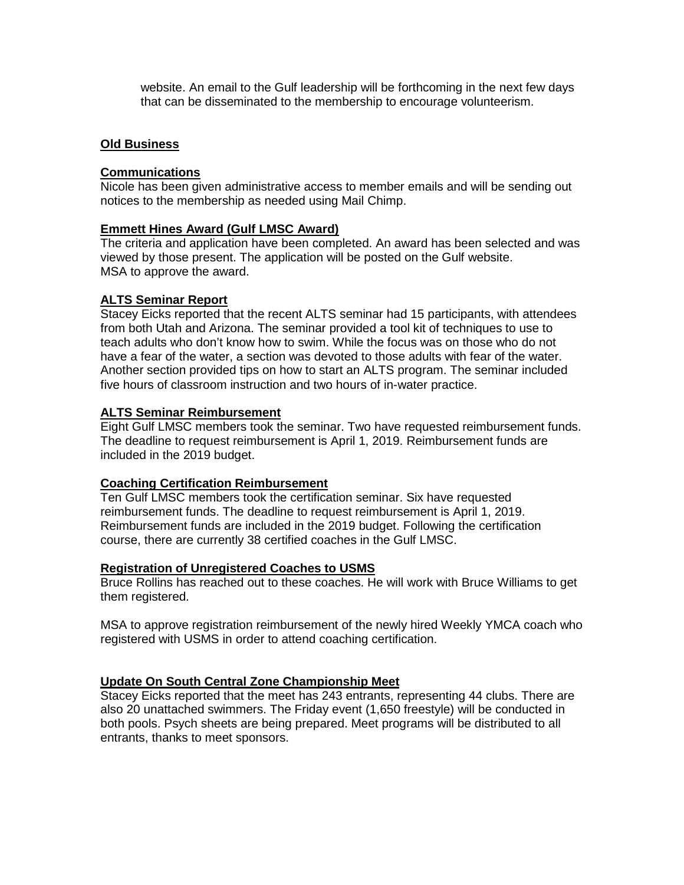website. An email to the Gulf leadership will be forthcoming in the next few days that can be disseminated to the membership to encourage volunteerism.

## Old Business

### Communications

Nicole has been given administrative access to member emails and will be sending out notices to the membership as needed using Mail Chimp.

### Emmett Hines Award (Gulf LMSC Award)

The criteria and application have been completed. An award has been selected and was viewed by those present. The application will be posted on the Gulf website.
MSA to approve the award.

### ALTS Seminar Report

Stacey Eicks reported that the recent ALTS seminar had 15 participants, with attendees from both Utah and Arizona. The seminar provided a tool kit of techniques to use to teach adults who don't know how to swim. While the focus was on those who do not have a fear of the water, a section was devoted to those adults with fear of the water. Another section provided tips on how to start an ALTS program. The seminar included five hours of classroom instruction and two hours of in-water practice.

### ALTS Seminar Reimbursement

Eight Gulf LMSC members took the seminar. Two have requested reimbursement funds. The deadline to request reimbursement is April 1, 2019. Reimbursement funds are included in the 2019 budget.

### Coaching Certification Reimbursement

Ten Gulf LMSC members took the certification seminar. Six have requested reimbursement funds. The deadline to request reimbursement is April 1, 2019. Reimbursement funds are included in the 2019 budget. Following the certification course, there are currently 38 certified coaches in the Gulf LMSC.

### Registration of Unregistered Coaches to USMS

Bruce Rollins has reached out to these coaches. He will work with Bruce Williams to get them registered.

MSA to approve registration reimbursement of the newly hired Weekly YMCA coach who registered with USMS in order to attend coaching certification.

### Update On South Central Zone Championship Meet

Stacey Eicks reported that the meet has 243 entrants, representing 44 clubs. There are also 20 unattached swimmers. The Friday event (1,650 freestyle) will be conducted in both pools. Psych sheets are being prepared. Meet programs will be distributed to all entrants, thanks to meet sponsors.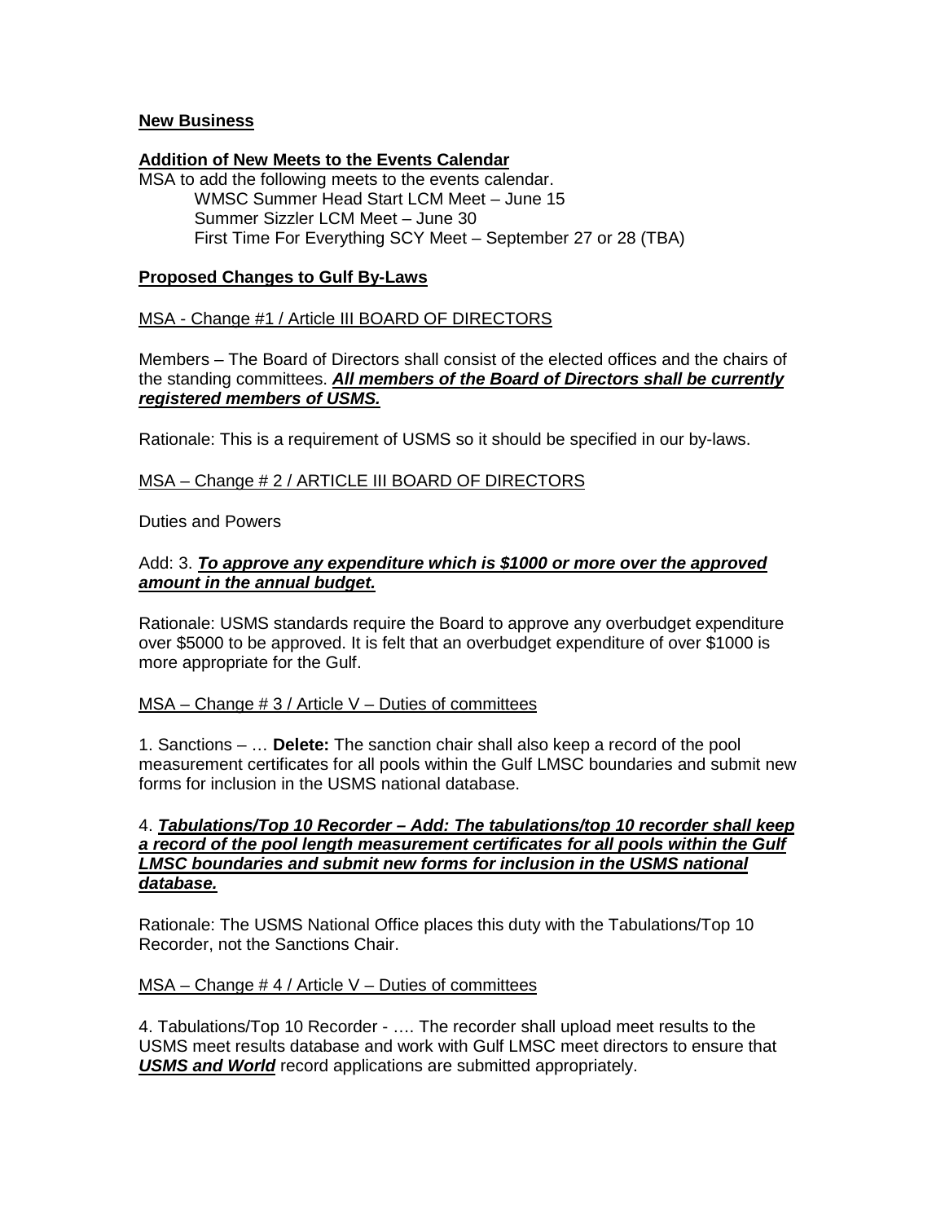## New Business

### Addition of New Meets to the Events Calendar

MSA to add the following meets to the events calendar.

- WMSC Summer Head Start LCM Meet – June 15
- Summer Sizzler LCM Meet – June 30
- First Time For Everything SCY Meet – September 27 or 28 (TBA)

### Proposed Changes to Gulf By-Laws

MSA - Change #1 / Article III BOARD OF DIRECTORS

Members – The Board of Directors shall consist of the elected offices and the chairs of the standing committees. ***All members of the Board of Directors shall be currently registered members of USMS.***

Rationale: This is a requirement of USMS so it should be specified in our by-laws.

MSA – Change # 2 / ARTICLE III BOARD OF DIRECTORS

Duties and Powers

Add: 3. ***To approve any expenditure which is $1000 or more over the approved amount in the annual budget.***

Rationale: USMS standards require the Board to approve any overbudget expenditure over $5000 to be approved. It is felt that an overbudget expenditure of over $1000 is more appropriate for the Gulf.

MSA – Change # 3 / Article V – Duties of committees

1. Sanctions – … **Delete:** The sanction chair shall also keep a record of the pool measurement certificates for all pools within the Gulf LMSC boundaries and submit new forms for inclusion in the USMS national database.

4. ***Tabulations/Top 10 Recorder – Add: The tabulations/top 10 recorder shall keep a record of the pool length measurement certificates for all pools within the Gulf LMSC boundaries and submit new forms for inclusion in the USMS national database.***

Rationale: The USMS National Office places this duty with the Tabulations/Top 10 Recorder, not the Sanctions Chair.

MSA – Change # 4 / Article V – Duties of committees

4. Tabulations/Top 10 Recorder - …. The recorder shall upload meet results to the USMS meet results database and work with Gulf LMSC meet directors to ensure that ***USMS and World*** record applications are submitted appropriately.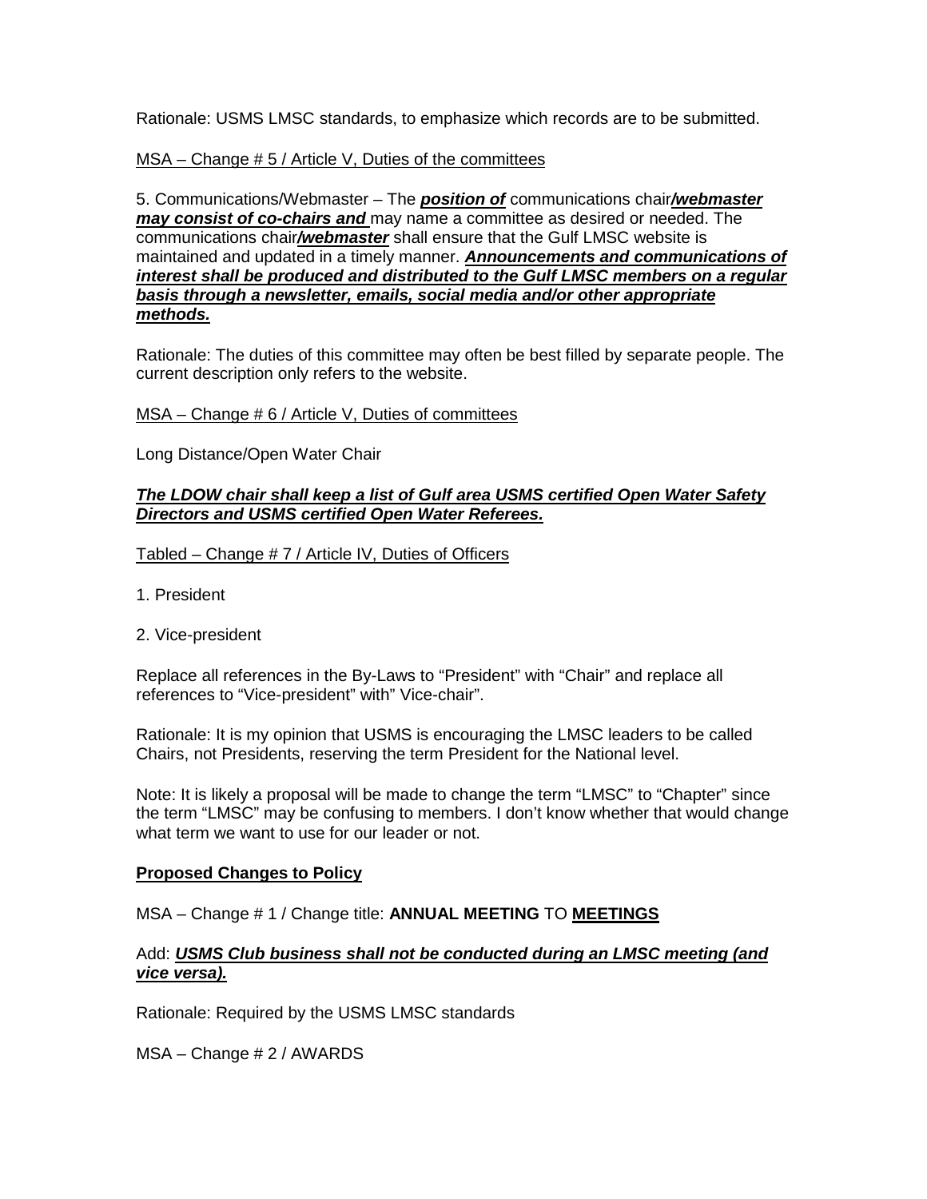Rationale: USMS LMSC standards, to emphasize which records are to be submitted.

<u>MSA – Change # 5 / Article V, Duties of the committees</u>

5. Communications/Webmaster – The <u>***position of***</u> communications chair<u>***/webmaster may consist of co-chairs and***</u> may name a committee as desired or needed. The communications chair<u>***/webmaster***</u> shall ensure that the Gulf LMSC website is maintained and updated in a timely manner. <u>***Announcements and communications of interest shall be produced and distributed to the Gulf LMSC members on a regular basis through a newsletter, emails, social media and/or other appropriate methods.***</u>

Rationale: The duties of this committee may often be best filled by separate people. The current description only refers to the website.

<u>MSA – Change # 6 / Article V, Duties of committees</u>

Long Distance/Open Water Chair

<u>***The LDOW chair shall keep a list of Gulf area USMS certified Open Water Safety Directors and USMS certified Open Water Referees.***</u>

<u>Tabled – Change # 7 / Article IV, Duties of Officers</u>

1. President

2. Vice-president

Replace all references in the By-Laws to "President" with "Chair" and replace all references to "Vice-president" with" Vice-chair".

Rationale: It is my opinion that USMS is encouraging the LMSC leaders to be called Chairs, not Presidents, reserving the term President for the National level.

Note: It is likely a proposal will be made to change the term "LMSC" to "Chapter" since the term "LMSC" may be confusing to members. I don't know whether that would change what term we want to use for our leader or not.

<u>**Proposed Changes to Policy**</u>

MSA – Change # 1 / Change title: **ANNUAL MEETING** TO <u>**MEETINGS**</u>

Add: <u>***USMS Club business shall not be conducted during an LMSC meeting (and vice versa).***</u>

Rationale: Required by the USMS LMSC standards

MSA – Change # 2 / AWARDS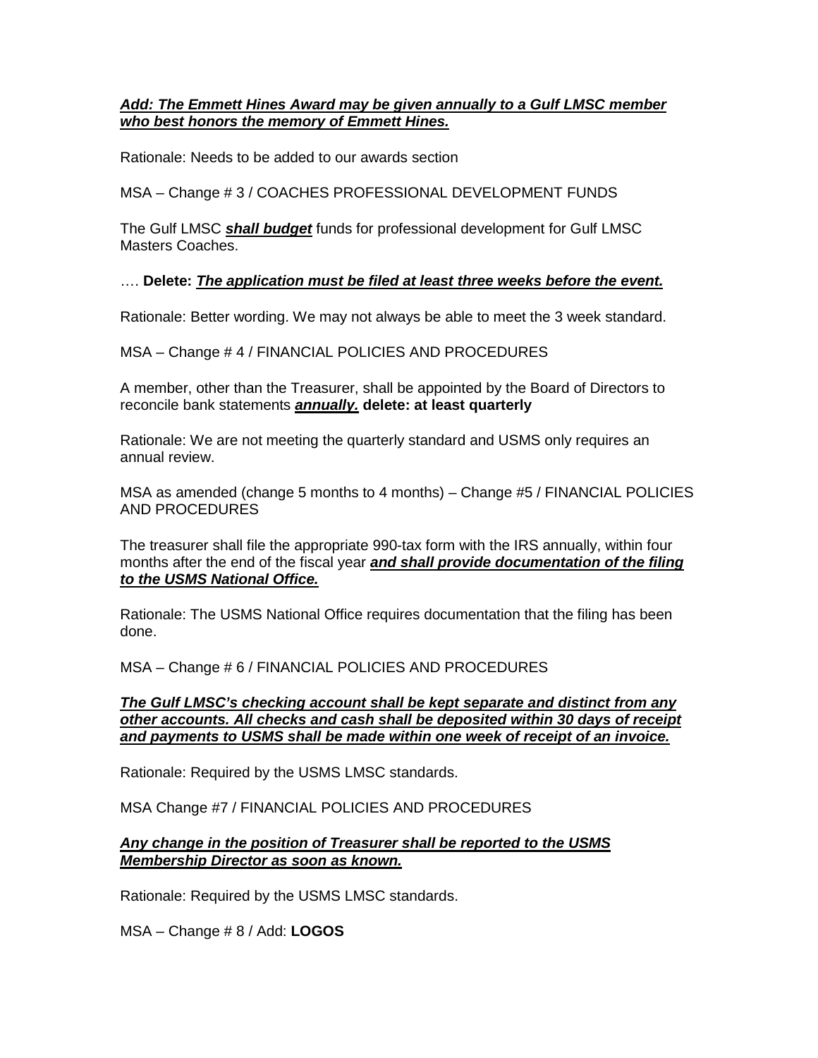***Add: The Emmett Hines Award may be given annually to a Gulf LMSC member who best honors the memory of Emmett Hines.***

Rationale: Needs to be added to our awards section

MSA – Change # 3 / COACHES PROFESSIONAL DEVELOPMENT FUNDS

The Gulf LMSC ***shall budget*** funds for professional development for Gulf LMSC Masters Coaches.

…. **Delete: *The application must be filed at least three weeks before the event.***

Rationale: Better wording. We may not always be able to meet the 3 week standard.

MSA – Change # 4 / FINANCIAL POLICIES AND PROCEDURES

A member, other than the Treasurer, shall be appointed by the Board of Directors to reconcile bank statements ***annually.*** **delete: at least quarterly**

Rationale: We are not meeting the quarterly standard and USMS only requires an annual review.

MSA as amended (change 5 months to 4 months) – Change #5 / FINANCIAL POLICIES AND PROCEDURES

The treasurer shall file the appropriate 990-tax form with the IRS annually, within four months after the end of the fiscal year ***and shall provide documentation of the filing to the USMS National Office.***

Rationale: The USMS National Office requires documentation that the filing has been done.

MSA – Change # 6 / FINANCIAL POLICIES AND PROCEDURES

***The Gulf LMSC's checking account shall be kept separate and distinct from any other accounts. All checks and cash shall be deposited within 30 days of receipt and payments to USMS shall be made within one week of receipt of an invoice.***

Rationale: Required by the USMS LMSC standards.

MSA Change #7 / FINANCIAL POLICIES AND PROCEDURES

***Any change in the position of Treasurer shall be reported to the USMS Membership Director as soon as known.***

Rationale: Required by the USMS LMSC standards.

MSA – Change # 8 / Add: **LOGOS**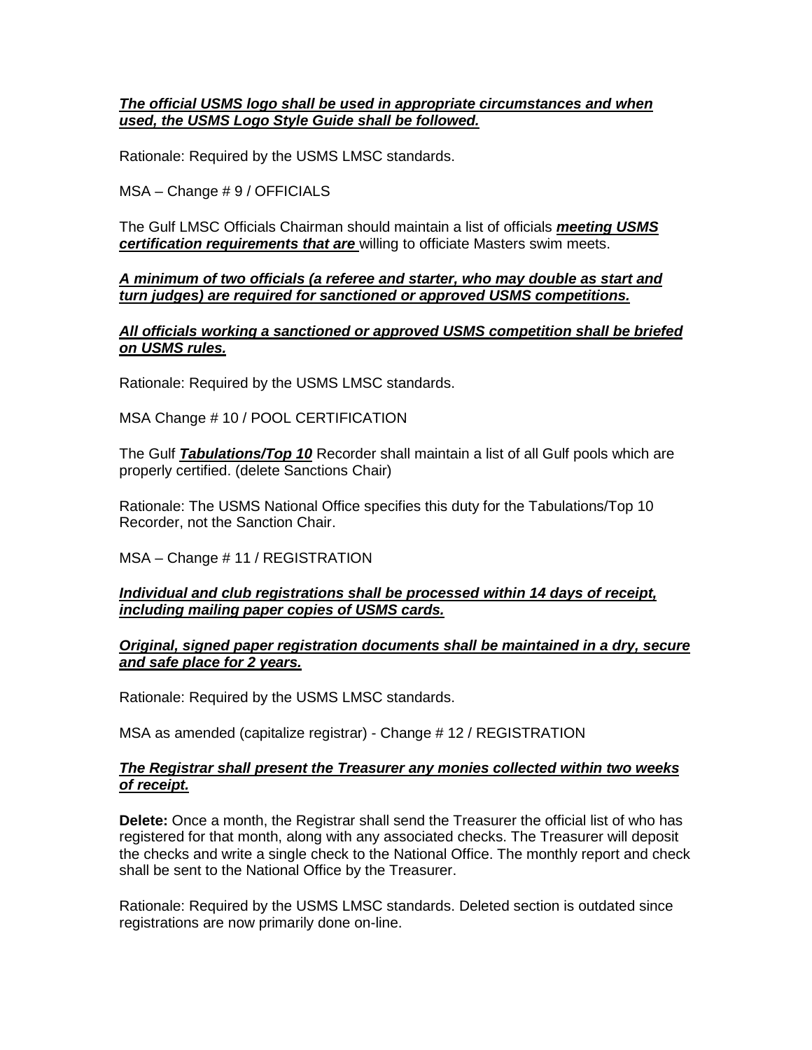***The official USMS logo shall be used in appropriate circumstances and when used, the USMS Logo Style Guide shall be followed.***

Rationale: Required by the USMS LMSC standards.

MSA – Change # 9 / OFFICIALS

The Gulf LMSC Officials Chairman should maintain a list of officials ***meeting USMS certification requirements that are*** willing to officiate Masters swim meets.

***A minimum of two officials (a referee and starter, who may double as start and turn judges) are required for sanctioned or approved USMS competitions.***

***All officials working a sanctioned or approved USMS competition shall be briefed on USMS rules.***

Rationale: Required by the USMS LMSC standards.

MSA Change # 10 / POOL CERTIFICATION

The Gulf ***Tabulations/Top 10*** Recorder shall maintain a list of all Gulf pools which are properly certified. (delete Sanctions Chair)

Rationale: The USMS National Office specifies this duty for the Tabulations/Top 10 Recorder, not the Sanction Chair.

MSA – Change # 11 / REGISTRATION

***Individual and club registrations shall be processed within 14 days of receipt, including mailing paper copies of USMS cards.***

***Original, signed paper registration documents shall be maintained in a dry, secure and safe place for 2 years.***

Rationale: Required by the USMS LMSC standards.

MSA as amended (capitalize registrar) - Change # 12 / REGISTRATION

***The Registrar shall present the Treasurer any monies collected within two weeks of receipt.***

**Delete:** Once a month, the Registrar shall send the Treasurer the official list of who has registered for that month, along with any associated checks. The Treasurer will deposit the checks and write a single check to the National Office. The monthly report and check shall be sent to the National Office by the Treasurer.

Rationale: Required by the USMS LMSC standards. Deleted section is outdated since registrations are now primarily done on-line.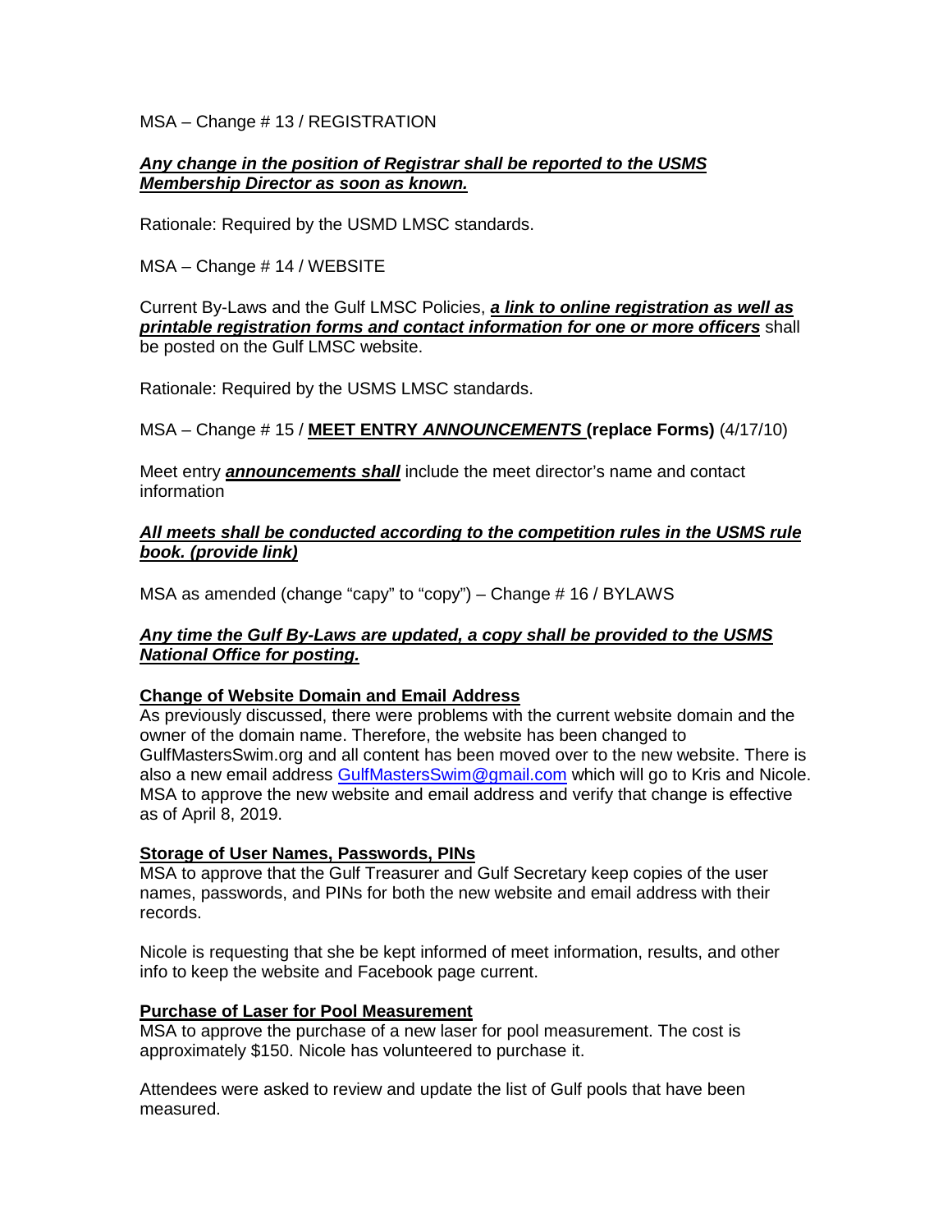MSA – Change # 13 / REGISTRATION

***Any change in the position of Registrar shall be reported to the USMS Membership Director as soon as known.***

Rationale: Required by the USMD LMSC standards.

MSA – Change # 14 / WEBSITE

Current By-Laws and the Gulf LMSC Policies, ***a link to online registration as well as printable registration forms and contact information for one or more officers*** shall be posted on the Gulf LMSC website.

Rationale: Required by the USMS LMSC standards.

MSA – Change # 15 / **MEET ENTRY *ANNOUNCEMENTS* (replace Forms)** (4/17/10)

Meet entry ***announcements shall*** include the meet director's name and contact information

***All meets shall be conducted according to the competition rules in the USMS rule book. (provide link)***

MSA as amended (change "capy" to "copy") – Change # 16 / BYLAWS

***Any time the Gulf By-Laws are updated, a copy shall be provided to the USMS National Office for posting.***

**Change of Website Domain and Email Address**

As previously discussed, there were problems with the current website domain and the owner of the domain name. Therefore, the website has been changed to GulfMastersSwim.org and all content has been moved over to the new website. There is also a new email address GulfMastersSwim@gmail.com which will go to Kris and Nicole. MSA to approve the new website and email address and verify that change is effective as of April 8, 2019.

**Storage of User Names, Passwords, PINs**

MSA to approve that the Gulf Treasurer and Gulf Secretary keep copies of the user names, passwords, and PINs for both the new website and email address with their records.

Nicole is requesting that she be kept informed of meet information, results, and other info to keep the website and Facebook page current.

**Purchase of Laser for Pool Measurement**

MSA to approve the purchase of a new laser for pool measurement. The cost is approximately $150. Nicole has volunteered to purchase it.

Attendees were asked to review and update the list of Gulf pools that have been measured.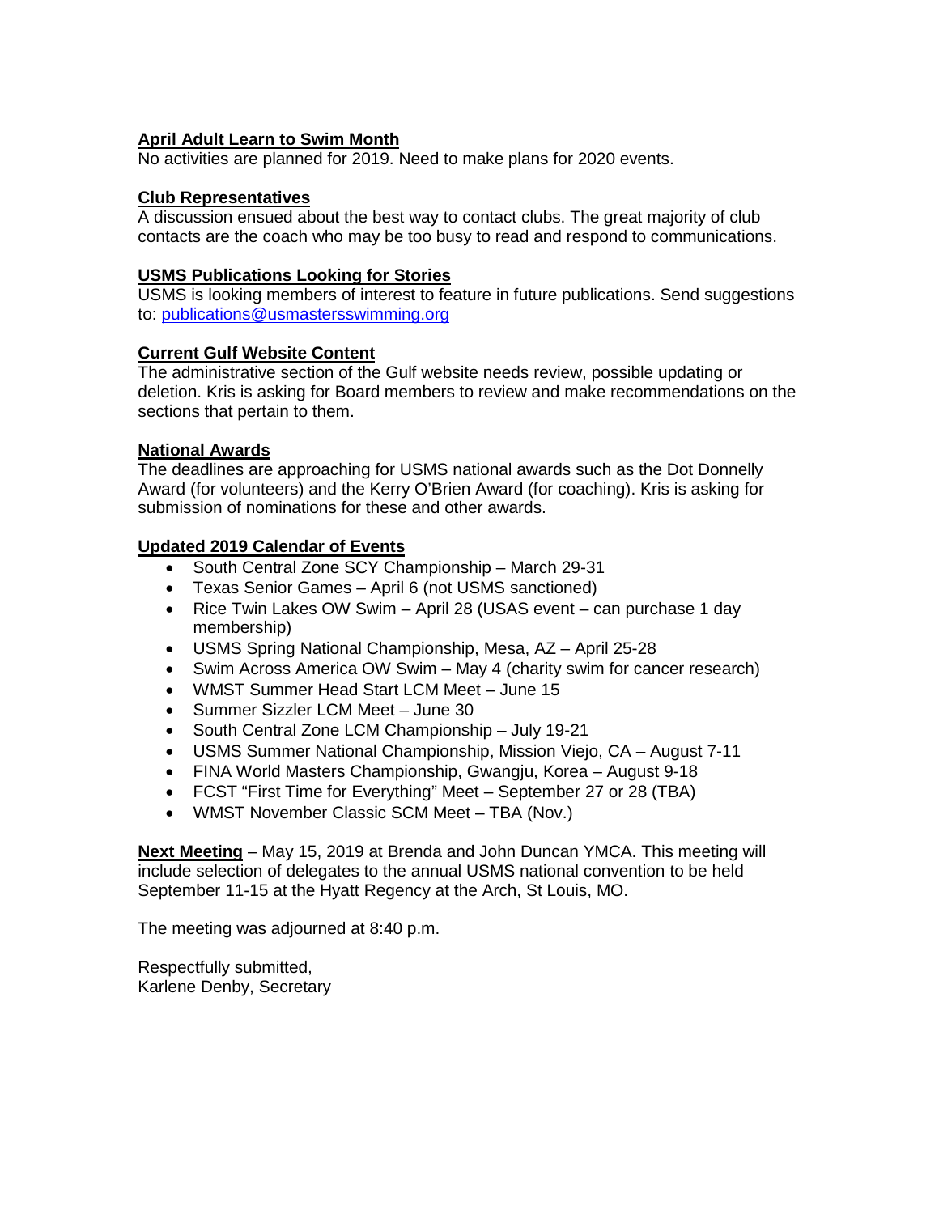**April Adult Learn to Swim Month**
No activities are planned for 2019. Need to make plans for 2020 events.

**Club Representatives**
A discussion ensued about the best way to contact clubs. The great majority of club contacts are the coach who may be too busy to read and respond to communications.

**USMS Publications Looking for Stories**
USMS is looking members of interest to feature in future publications. Send suggestions to: publications@usmastersswimming.org

**Current Gulf Website Content**
The administrative section of the Gulf website needs review, possible updating or deletion. Kris is asking for Board members to review and make recommendations on the sections that pertain to them.

**National Awards**
The deadlines are approaching for USMS national awards such as the Dot Donnelly Award (for volunteers) and the Kerry O'Brien Award (for coaching). Kris is asking for submission of nominations for these and other awards.

**Updated 2019 Calendar of Events**

- South Central Zone SCY Championship – March 29-31
- Texas Senior Games – April 6 (not USMS sanctioned)
- Rice Twin Lakes OW Swim – April 28 (USAS event – can purchase 1 day membership)
- USMS Spring National Championship, Mesa, AZ – April 25-28
- Swim Across America OW Swim – May 4 (charity swim for cancer research)
- WMST Summer Head Start LCM Meet – June 15
- Summer Sizzler LCM Meet – June 30
- South Central Zone LCM Championship – July 19-21
- USMS Summer National Championship, Mission Viejo, CA – August 7-11
- FINA World Masters Championship, Gwangju, Korea – August 9-18
- FCST "First Time for Everything" Meet – September 27 or 28 (TBA)
- WMST November Classic SCM Meet – TBA (Nov.)

**Next Meeting** – May 15, 2019 at Brenda and John Duncan YMCA. This meeting will include selection of delegates to the annual USMS national convention to be held September 11-15 at the Hyatt Regency at the Arch, St Louis, MO.

The meeting was adjourned at 8:40 p.m.

Respectfully submitted,
Karlene Denby, Secretary